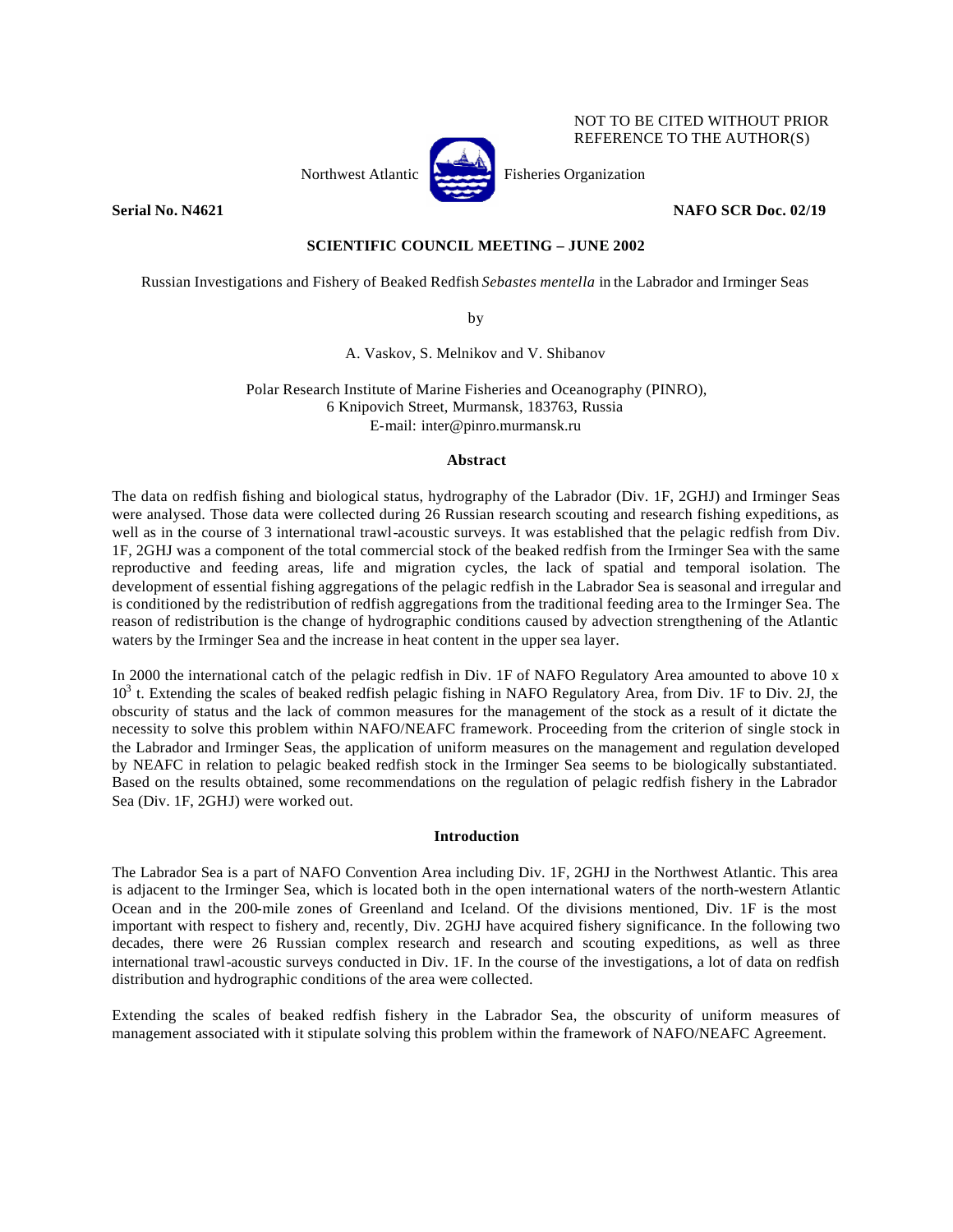NOT TO BE CITED WITHOUT PRIOR REFERENCE TO THE AUTHOR(S)

Northwest Atlantic Fisheries Organization

**Serial No. N4621** **NAFO SCR Doc. 02/19**

**SCIENTIFIC COUNCIL MEETING – JUNE 2002**

Russian Investigations and Fishery of Beaked Redfish *Sebastes mentella* in the Labrador and Irminger Seas

by

A. Vaskov, S. Melnikov and V. Shibanov

Polar Research Institute of Marine Fisheries and Oceanography (PINRO),
6 Knipovich Street, Murmansk, 183763, Russia
E-mail: inter@pinro.murmansk.ru

## Abstract

The data on redfish fishing and biological status, hydrography of the Labrador (Div. 1F, 2GHJ) and Irminger Seas were analysed. Those data were collected during 26 Russian research scouting and research fishing expeditions, as well as in the course of 3 international trawl-acoustic surveys. It was established that the pelagic redfish from Div. 1F, 2GHJ was a component of the total commercial stock of the beaked redfish from the Irminger Sea with the same reproductive and feeding areas, life and migration cycles, the lack of spatial and temporal isolation. The development of essential fishing aggregations of the pelagic redfish in the Labrador Sea is seasonal and irregular and is conditioned by the redistribution of redfish aggregations from the traditional feeding area to the Irminger Sea. The reason of redistribution is the change of hydrographic conditions caused by advection strengthening of the Atlantic waters by the Irminger Sea and the increase in heat content in the upper sea layer.

In 2000 the international catch of the pelagic redfish in Div. 1F of NAFO Regulatory Area amounted to above 10 x $10^3$ t. Extending the scales of beaked redfish pelagic fishing in NAFO Regulatory Area, from Div. 1F to Div. 2J, the obscurity of status and the lack of common measures for the management of the stock as a result of it dictate the necessity to solve this problem within NAFO/NEAFC framework. Proceeding from the criterion of single stock in the Labrador and Irminger Seas, the application of uniform measures on the management and regulation developed by NEAFC in relation to pelagic beaked redfish stock in the Irminger Sea seems to be biologically substantiated. Based on the results obtained, some recommendations on the regulation of pelagic redfish fishery in the Labrador Sea (Div. 1F, 2GHJ) were worked out.

## Introduction

The Labrador Sea is a part of NAFO Convention Area including Div. 1F, 2GHJ in the Northwest Atlantic. This area is adjacent to the Irminger Sea, which is located both in the open international waters of the north-western Atlantic Ocean and in the 200-mile zones of Greenland and Iceland. Of the divisions mentioned, Div. 1F is the most important with respect to fishery and, recently, Div. 2GHJ have acquired fishery significance. In the following two decades, there were 26 Russian complex research and research and scouting expeditions, as well as three international trawl-acoustic surveys conducted in Div. 1F. In the course of the investigations, a lot of data on redfish distribution and hydrographic conditions of the area were collected.

Extending the scales of beaked redfish fishery in the Labrador Sea, the obscurity of uniform measures of management associated with it stipulate solving this problem within the framework of NAFO/NEAFC Agreement.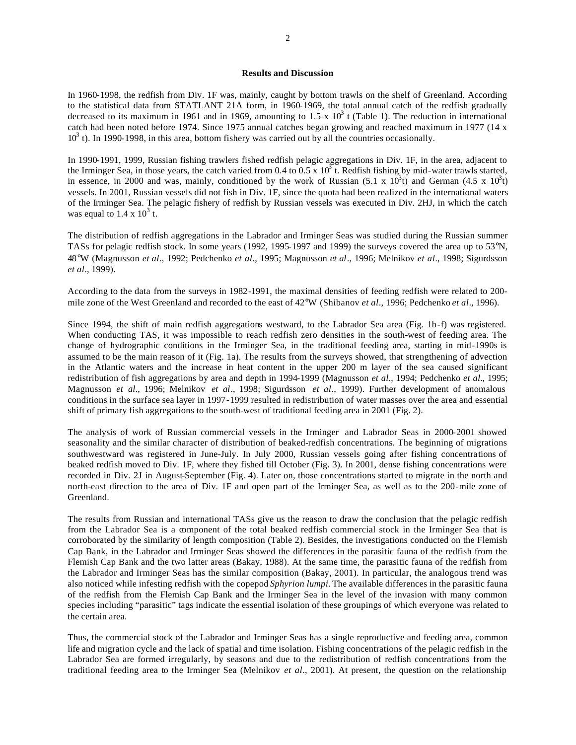**Results and Discussion**

In 1960-1998, the redfish from Div. 1F was, mainly, caught by bottom trawls on the shelf of Greenland. According to the statistical data from STATLANT 21A form, in 1960-1969, the total annual catch of the redfish gradually decreased to its maximum in 1961 and in 1969, amounting to $1.5 \times 10^3$ t (Table 1). The reduction in international catch had been noted before 1974. Since 1975 annual catches began growing and reached maximum in 1977 ($14 \times 10^3$ t). In 1990-1998, in this area, bottom fishery was carried out by all the countries occasionally.

In 1990-1991, 1999, Russian fishing trawlers fished redfish pelagic aggregations in Div. 1F, in the area, adjacent to the Irminger Sea, in those years, the catch varied from 0.4 to $0.5 \times 10^3$ t. Redfish fishing by mid-water trawls started, in essence, in 2000 and was, mainly, conditioned by the work of Russian ($5.1 \times 10^3$t) and German ($4.5 \times 10^3$t) vessels. In 2001, Russian vessels did not fish in Div. 1F, since the quota had been realized in the international waters of the Irminger Sea. The pelagic fishery of redfish by Russian vessels was executed in Div. 2HJ, in which the catch was equal to $1.4 \times 10^3$ t.

The distribution of redfish aggregations in the Labrador and Irminger Seas was studied during the Russian summer TASs for pelagic redfish stock. In some years (1992, 1995-1997 and 1999) the surveys covered the area up to 53°N, 48°W (Magnusson *et al*., 1992; Pedchenko *et al*., 1995; Magnusson *et al*., 1996; Melnikov *et al*., 1998; Sigurdsson *et al*., 1999).

According to the data from the surveys in 1982-1991, the maximal densities of feeding redfish were related to 200-mile zone of the West Greenland and recorded to the east of 42°W (Shibanov *et al*., 1996; Pedchenko *et al*., 1996).

Since 1994, the shift of main redfish aggregations westward, to the Labrador Sea area (Fig. 1b-f) was registered. When conducting TAS, it was impossible to reach redfish zero densities in the south-west of feeding area. The change of hydrographic conditions in the Irminger Sea, in the traditional feeding area, starting in mid-1990s is assumed to be the main reason of it (Fig. 1a). The results from the surveys showed, that strengthening of advection in the Atlantic waters and the increase in heat content in the upper 200 m layer of the sea caused significant redistribution of fish aggregations by area and depth in 1994-1999 (Magnusson *et al*., 1994; Pedchenko *et al*., 1995; Magnusson *et al*., 1996; Melnikov *et al*., 1998; Sigurdsson *et al*., 1999). Further development of anomalous conditions in the surface sea layer in 1997-1999 resulted in redistribution of water masses over the area and essential shift of primary fish aggregations to the south-west of traditional feeding area in 2001 (Fig. 2).

The analysis of work of Russian commercial vessels in the Irminger and Labrador Seas in 2000-2001 showed seasonality and the similar character of distribution of beaked-redfish concentrations. The beginning of migrations southwestward was registered in June-July. In July 2000, Russian vessels going after fishing concentrations of beaked redfish moved to Div. 1F, where they fished till October (Fig. 3). In 2001, dense fishing concentrations were recorded in Div. 2J in August-September (Fig. 4). Later on, those concentrations started to migrate in the north and north-east direction to the area of Div. 1F and open part of the Irminger Sea, as well as to the 200-mile zone of Greenland.

The results from Russian and international TASs give us the reason to draw the conclusion that the pelagic redfish from the Labrador Sea is a component of the total beaked redfish commercial stock in the Irminger Sea that is corroborated by the similarity of length composition (Table 2). Besides, the investigations conducted on the Flemish Cap Bank, in the Labrador and Irminger Seas showed the differences in the parasitic fauna of the redfish from the Flemish Cap Bank and the two latter areas (Bakay, 1988). At the same time, the parasitic fauna of the redfish from the Labrador and Irminger Seas has the similar composition (Bakay, 2001). In particular, the analogous trend was also noticed while infesting redfish with the copepod *Sphyrion lumpi*. The available differences in the parasitic fauna of the redfish from the Flemish Cap Bank and the Irminger Sea in the level of the invasion with many common species including "parasitic" tags indicate the essential isolation of these groupings of which everyone was related to the certain area.

Thus, the commercial stock of the Labrador and Irminger Seas has a single reproductive and feeding area, common life and migration cycle and the lack of spatial and time isolation. Fishing concentrations of the pelagic redfish in the Labrador Sea are formed irregularly, by seasons and due to the redistribution of redfish concentrations from the traditional feeding area to the Irminger Sea (Melnikov *et al*., 2001). At present, the question on the relationship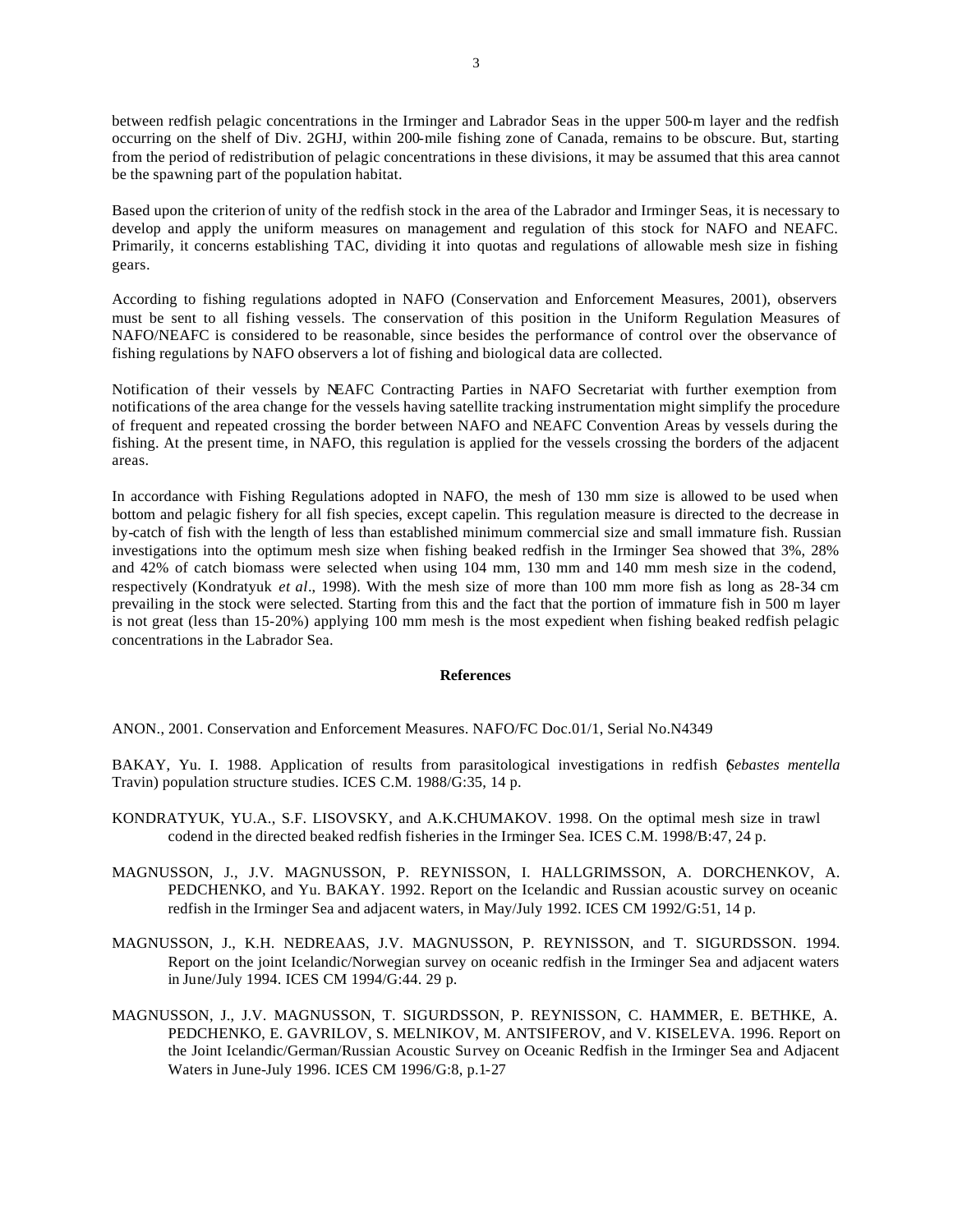between redfish pelagic concentrations in the Irminger and Labrador Seas in the upper 500-m layer and the redfish occurring on the shelf of Div. 2GHJ, within 200-mile fishing zone of Canada, remains to be obscure. But, starting from the period of redistribution of pelagic concentrations in these divisions, it may be assumed that this area cannot be the spawning part of the population habitat.

Based upon the criterion of unity of the redfish stock in the area of the Labrador and Irminger Seas, it is necessary to develop and apply the uniform measures on management and regulation of this stock for NAFO and NEAFC. Primarily, it concerns establishing TAC, dividing it into quotas and regulations of allowable mesh size in fishing gears.

According to fishing regulations adopted in NAFO (Conservation and Enforcement Measures, 2001), observers must be sent to all fishing vessels. The conservation of this position in the Uniform Regulation Measures of NAFO/NEAFC is considered to be reasonable, since besides the performance of control over the observance of fishing regulations by NAFO observers a lot of fishing and biological data are collected.

Notification of their vessels by NEAFC Contracting Parties in NAFO Secretariat with further exemption from notifications of the area change for the vessels having satellite tracking instrumentation might simplify the procedure of frequent and repeated crossing the border between NAFO and NEAFC Convention Areas by vessels during the fishing. At the present time, in NAFO, this regulation is applied for the vessels crossing the borders of the adjacent areas.

In accordance with Fishing Regulations adopted in NAFO, the mesh of 130 mm size is allowed to be used when bottom and pelagic fishery for all fish species, except capelin. This regulation measure is directed to the decrease in by-catch of fish with the length of less than established minimum commercial size and small immature fish. Russian investigations into the optimum mesh size when fishing beaked redfish in the Irminger Sea showed that 3%, 28% and 42% of catch biomass were selected when using 104 mm, 130 mm and 140 mm mesh size in the codend, respectively (Kondratyuk *et al*., 1998). With the mesh size of more than 100 mm more fish as long as 28-34 cm prevailing in the stock were selected. Starting from this and the fact that the portion of immature fish in 500 m layer is not great (less than 15-20%) applying 100 mm mesh is the most expedient when fishing beaked redfish pelagic concentrations in the Labrador Sea.

## References

ANON., 2001. Conservation and Enforcement Measures. NAFO/FC Doc.01/1, Serial No.N4349

BAKAY, Yu. I. 1988. Application of results from parasitological investigations in redfish (*Sebastes mentella* Travin) population structure studies. ICES C.M. 1988/G:35, 14 p.

KONDRATYUK, YU.A., S.F. LISOVSKY, and A.K.CHUMAKOV. 1998. On the optimal mesh size in trawl codend in the directed beaked redfish fisheries in the Irminger Sea. ICES C.M. 1998/B:47, 24 p.

MAGNUSSON, J., J.V. MAGNUSSON, P. REYNISSON, I. HALLGRIMSSON, A. DORCHENKOV, A. PEDCHENKO, and Yu. BAKAY. 1992. Report on the Icelandic and Russian acoustic survey on oceanic redfish in the Irminger Sea and adjacent waters, in May/July 1992. ICES CM 1992/G:51, 14 p.

MAGNUSSON, J., K.H. NEDREAAS, J.V. MAGNUSSON, P. REYNISSON, and T. SIGURDSSON. 1994. Report on the joint Icelandic/Norwegian survey on oceanic redfish in the Irminger Sea and adjacent waters in June/July 1994. ICES CM 1994/G:44. 29 p.

MAGNUSSON, J., J.V. MAGNUSSON, T. SIGURDSSON, P. REYNISSON, C. HAMMER, E. BETHKE, A. PEDCHENKO, E. GAVRILOV, S. MELNIKOV, M. ANTSIFEROV, and V. KISELEVA. 1996. Report on the Joint Icelandic/German/Russian Acoustic Survey on Oceanic Redfish in the Irminger Sea and Adjacent Waters in June-July 1996. ICES CM 1996/G:8, p.1-27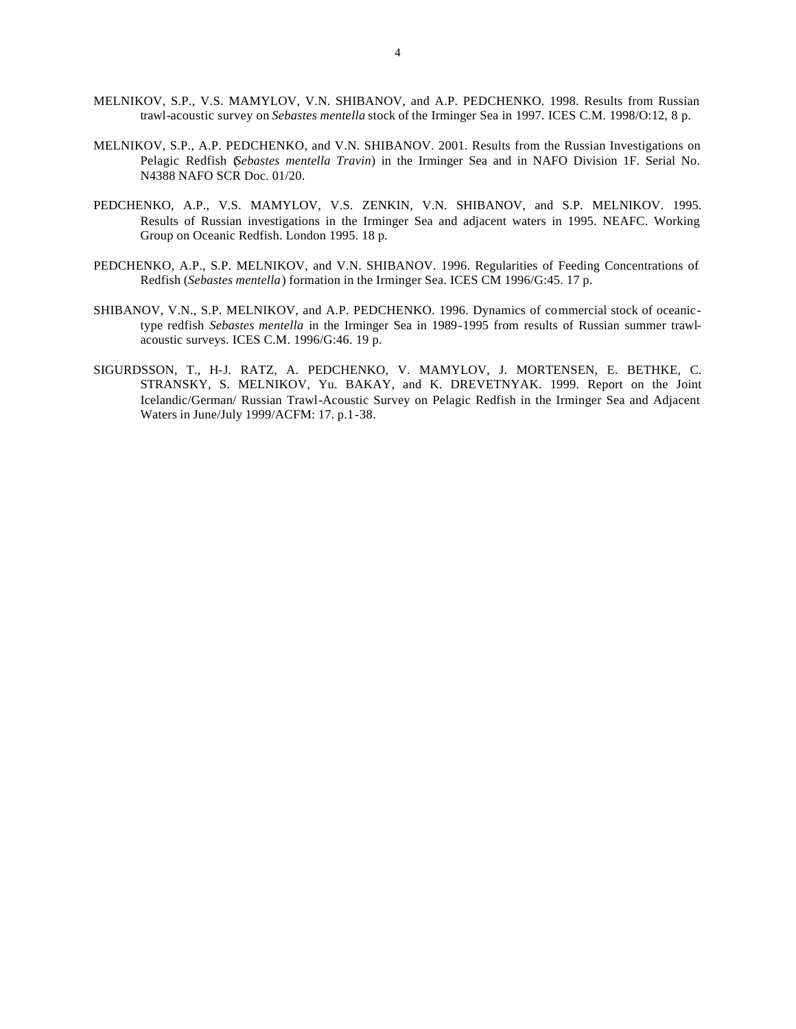MELNIKOV, S.P., V.S. MAMYLOV, V.N. SHIBANOV, and A.P. PEDCHENKO. 1998. Results from Russian trawl-acoustic survey on *Sebastes mentella* stock of the Irminger Sea in 1997. ICES C.M. 1998/O:12, 8 p.

MELNIKOV, S.P., A.P. PEDCHENKO, and V.N. SHIBANOV. 2001. Results from the Russian Investigations on Pelagic Redfish (*Sebastes mentella Travin*) in the Irminger Sea and in NAFO Division 1F. Serial No. N4388 NAFO SCR Doc. 01/20.

PEDCHENKO, A.P., V.S. MAMYLOV, V.S. ZENKIN, V.N. SHIBANOV, and S.P. MELNIKOV. 1995. Results of Russian investigations in the Irminger Sea and adjacent waters in 1995. NEAFC. Working Group on Oceanic Redfish. London 1995. 18 p.

PEDCHENKO, A.P., S.P. MELNIKOV, and V.N. SHIBANOV. 1996. Regularities of Feeding Concentrations of Redfish (*Sebastes mentella*) formation in the Irminger Sea. ICES CM 1996/G:45. 17 p.

SHIBANOV, V.N., S.P. MELNIKOV, and A.P. PEDCHENKO. 1996. Dynamics of commercial stock of oceanic-type redfish *Sebastes mentella* in the Irminger Sea in 1989-1995 from results of Russian summer trawl-acoustic surveys. ICES C.M. 1996/G:46. 19 p.

SIGURDSSON, T., H-J. RATZ, A. PEDCHENKO, V. MAMYLOV, J. MORTENSEN, E. BETHKE, C. STRANSKY, S. MELNIKOV, Yu. BAKAY, and K. DREVETNYAK. 1999. Report on the Joint Icelandic/German/ Russian Trawl-Acoustic Survey on Pelagic Redfish in the Irminger Sea and Adjacent Waters in June/July 1999/ACFM: 17. p.1-38.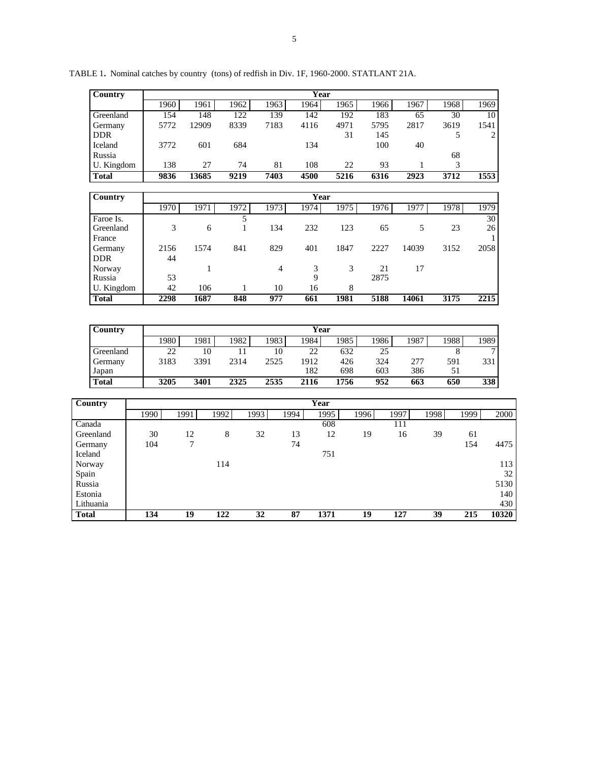TABLE 1**.** Nominal catches by country (tons) of redfish in Div. 1F, 1960-2000. STATLANT 21A.

| Country | Year | | | | | | | | | |
|---|---|---|---|---|---|---|---|---|---|---|
| | 1960 | 1961 | 1962 | 1963 | 1964 | 1965 | 1966 | 1967 | 1968 | 1969 |
| Greenland | 154 | 148 | 122 | 139 | 142 | 192 | 183 | 65 | 30 | 10 |
| Germany | 5772 | 12909 | 8339 | 7183 | 4116 | 4971 | 5795 | 2817 | 3619 | 1541 |
| DDR | | | | | | 31 | 145 | | 5 | 2 |
| Iceland | 3772 | 601 | 684 | | 134 | | 100 | 40 | | |
| Russia | | | | | | | | | 68 | |
| U. Kingdom | 138 | 27 | 74 | 81 | 108 | 22 | 93 | 1 | 3 | |
| **Total** | **9836** | **13685** | **9219** | **7403** | **4500** | **5216** | **6316** | **2923** | **3712** | **1553** |

| Country | Year | | | | | | | | | |
|---|---|---|---|---|---|---|---|---|---|---|
| | 1970 | 1971 | 1972 | 1973 | 1974 | 1975 | 1976 | 1977 | 1978 | 1979 |
| Faroe Is. | | | 5 | | | | | | | 30 |
| Greenland | 3 | 6 | 1 | 134 | 232 | 123 | 65 | 5 | 23 | 26 |
| France | | | | | | | | | | 1 |
| Germany | 2156 | 1574 | 841 | 829 | 401 | 1847 | 2227 | 14039 | 3152 | 2058 |
| DDR | 44 | | | | | | | | | |
| Norway | | 1 | | 4 | 3 | 3 | 21 | 17 | | |
| Russia | 53 | | | | 9 | | 2875 | | | |
| U. Kingdom | 42 | 106 | 1 | 10 | 16 | 8 | | | | |
| **Total** | **2298** | **1687** | **848** | **977** | **661** | **1981** | **5188** | **14061** | **3175** | **2215** |

| Country | Year | | | | | | | | | |
|---|---|---|---|---|---|---|---|---|---|---|
| | 1980 | 1981 | 1982 | 1983 | 1984 | 1985 | 1986 | 1987 | 1988 | 1989 |
| Greenland | 22 | 10 | 11 | 10 | 22 | 632 | 25 | | 8 | 7 |
| Germany | 3183 | 3391 | 2314 | 2525 | 1912 | 426 | 324 | 277 | 591 | 331 |
| Japan | | | | | 182 | 698 | 603 | 386 | 51 | |
| **Total** | **3205** | **3401** | **2325** | **2535** | **2116** | **1756** | **952** | **663** | **650** | **338** |

| Country | Year | | | | | | | | | | |
|---|---|---|---|---|---|---|---|---|---|---|---|
| | 1990 | 1991 | 1992 | 1993 | 1994 | 1995 | 1996 | 1997 | 1998 | 1999 | 2000 |
| Canada | | | | | | 608 | | 111 | | | |
| Greenland | 30 | 12 | 8 | 32 | 13 | 12 | 19 | 16 | 39 | 61 | |
| Germany | 104 | 7 | | | 74 | | | | | 154 | 4475 |
| Iceland | | | | | | 751 | | | | | |
| Norway | | | 114 | | | | | | | | 113 |
| Spain | | | | | | | | | | | 32 |
| Russia | | | | | | | | | | | 5130 |
| Estonia | | | | | | | | | | | 140 |
| Lithuania | | | | | | | | | | | 430 |
| **Total** | **134** | **19** | **122** | **32** | **87** | **1371** | **19** | **127** | **39** | **215** | **10320** |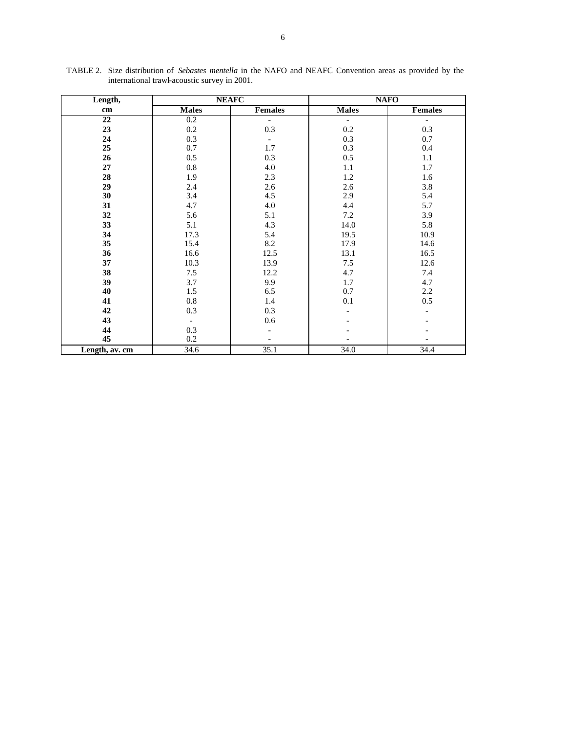TABLE 2. Size distribution of *Sebastes mentella* in the NAFO and NEAFC Convention areas as provided by the international trawl-acoustic survey in 2001.

| Length, | NEAFC | | NAFO | |
|---|---|---|---|---|
| cm | Males | Females | Males | Females |
| 22 | 0.2 | - | - | - |
| 23 | 0.2 | 0.3 | 0.2 | 0.3 |
| 24 | 0.3 | - | 0.3 | 0.7 |
| 25 | 0.7 | 1.7 | 0.3 | 0.4 |
| 26 | 0.5 | 0.3 | 0.5 | 1.1 |
| 27 | 0.8 | 4.0 | 1.1 | 1.7 |
| 28 | 1.9 | 2.3 | 1.2 | 1.6 |
| 29 | 2.4 | 2.6 | 2.6 | 3.8 |
| 30 | 3.4 | 4.5 | 2.9 | 5.4 |
| 31 | 4.7 | 4.0 | 4.4 | 5.7 |
| 32 | 5.6 | 5.1 | 7.2 | 3.9 |
| 33 | 5.1 | 4.3 | 14.0 | 5.8 |
| 34 | 17.3 | 5.4 | 19.5 | 10.9 |
| 35 | 15.4 | 8.2 | 17.9 | 14.6 |
| 36 | 16.6 | 12.5 | 13.1 | 16.5 |
| 37 | 10.3 | 13.9 | 7.5 | 12.6 |
| 38 | 7.5 | 12.2 | 4.7 | 7.4 |
| 39 | 3.7 | 9.9 | 1.7 | 4.7 |
| 40 | 1.5 | 6.5 | 0.7 | 2.2 |
| 41 | 0.8 | 1.4 | 0.1 | 0.5 |
| 42 | 0.3 | 0.3 | - | - |
| 43 | - | 0.6 | - | - |
| 44 | 0.3 | - | - | - |
| 45 | 0.2 | - | - | - |
| Length, av. cm | 34.6 | 35.1 | 34.0 | 34.4 |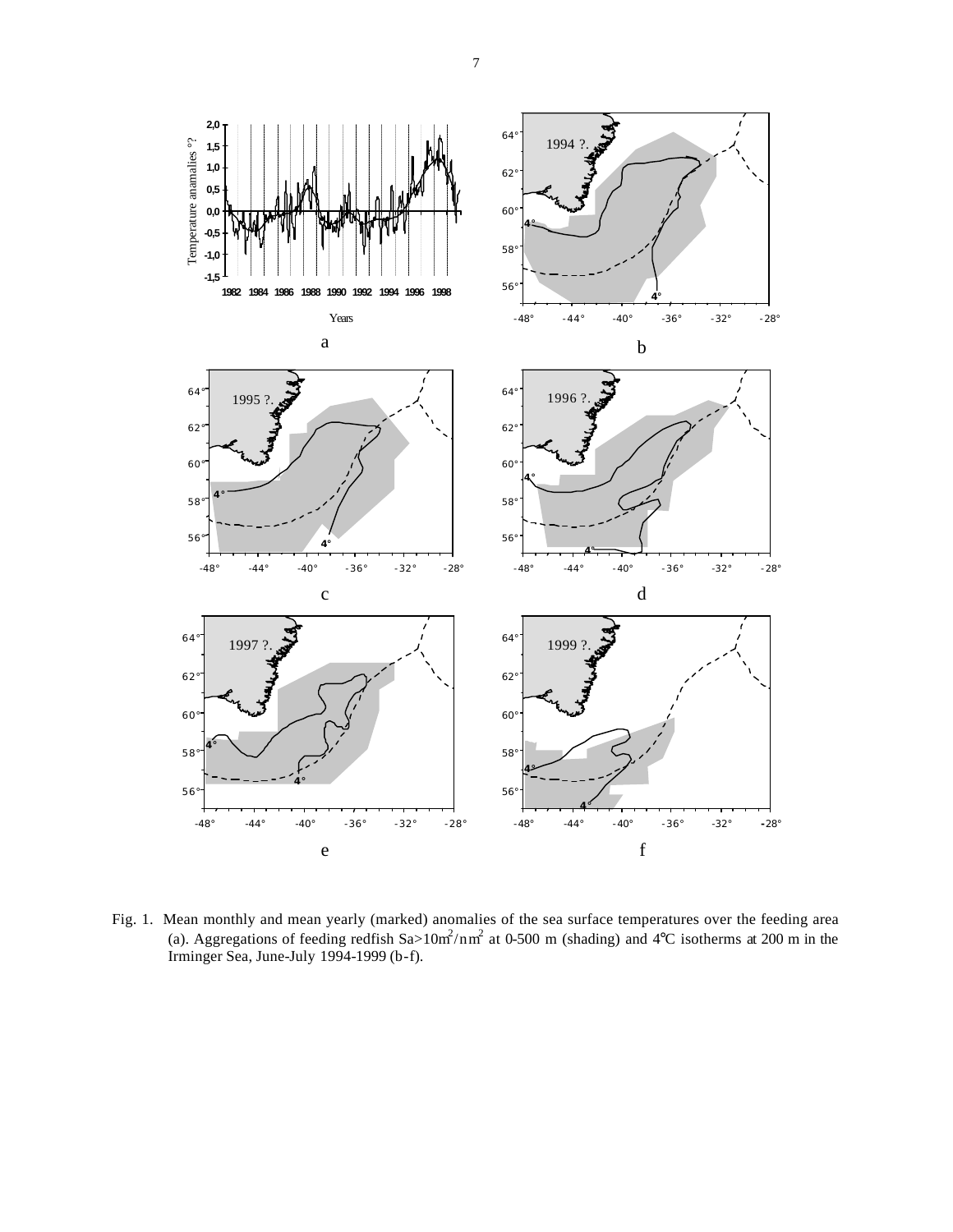Fig. 1. Mean monthly and mean yearly (marked) anomalies of the sea surface temperatures over the feeding area (a). Aggregations of feeding redfish Sa>10m$^2$/nm$^2$ at 0-500 m (shading) and 4°C isotherms at 200 m in the Irminger Sea, June-July 1994-1999 (b-f).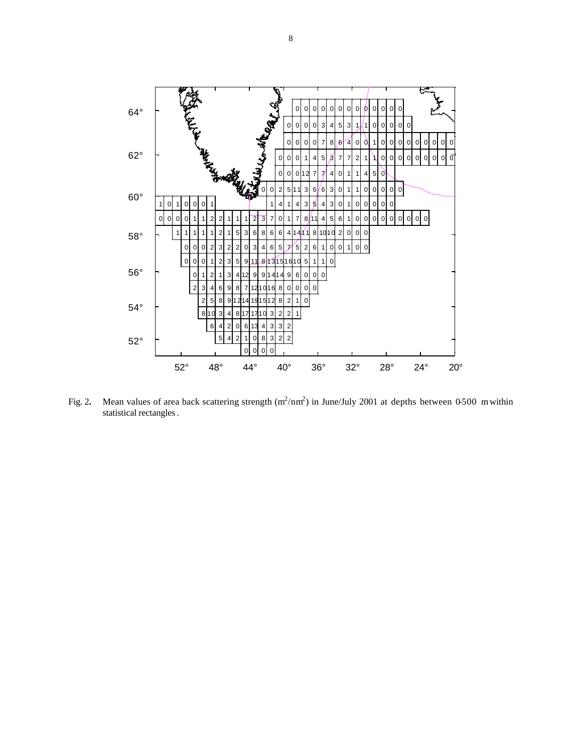Fig. 2. Mean values of area back scattering strength ($m^2/nm^2$) in June/July 2001 at depths between 0-500 m within statistical rectangles.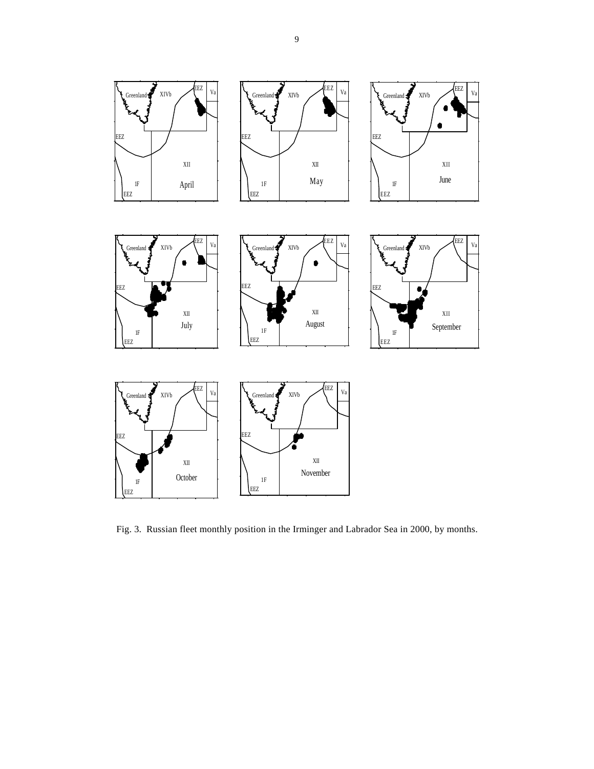Fig. 3. Russian fleet monthly position in the Irminger and Labrador Sea in 2000, by months.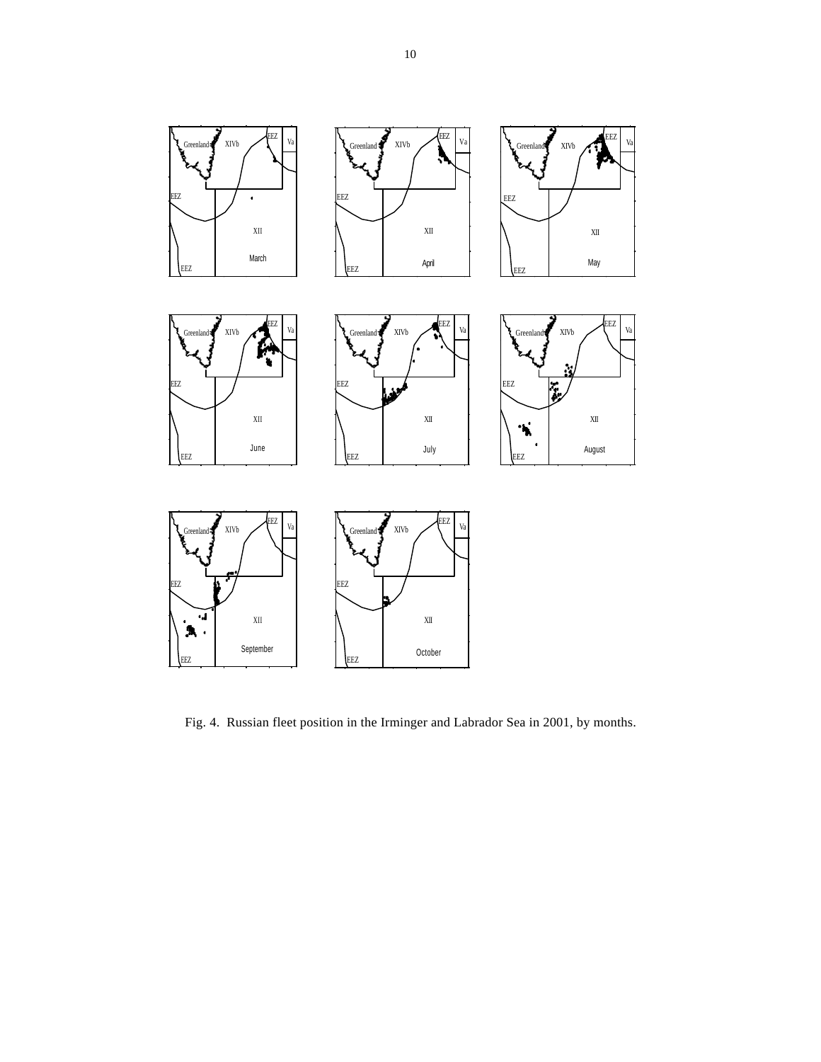Greenland XIVb EEZ Va
EEZ
XII
March
EEZ

Greenland XIVb EEZ Va
EEZ
XII
April
EEZ

Greenland XIVb EEZ Va
EEZ
XII
May
EEZ

Greenland XIVb EEZ Va
EEZ
XII
June
EEZ

Greenland XIVb EEZ Va
EEZ
XII
July
EEZ

Greenland XIVb EEZ Va
EEZ
XII
August
EEZ

Greenland XIVb EEZ Va
EEZ
XII
September
EEZ

Greenland XIVb EEZ Va
EEZ
XII
October
EEZ

Fig. 4. Russian fleet position in the Irminger and Labrador Sea in 2001, by months.